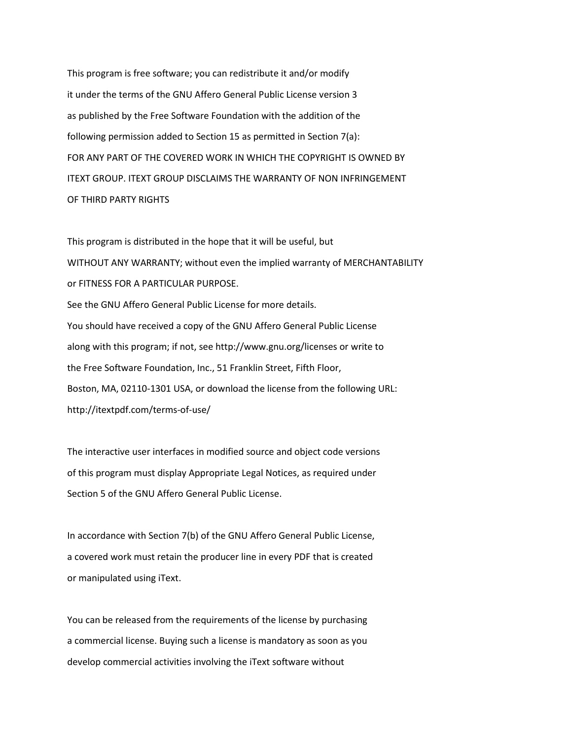This program is free software; you can redistribute it and/or modify
it under the terms of the GNU Affero General Public License version 3
as published by the Free Software Foundation with the addition of the
following permission added to Section 15 as permitted in Section 7(a):
FOR ANY PART OF THE COVERED WORK IN WHICH THE COPYRIGHT IS OWNED BY
ITEXT GROUP. ITEXT GROUP DISCLAIMS THE WARRANTY OF NON INFRINGEMENT
OF THIRD PARTY RIGHTS

This program is distributed in the hope that it will be useful, but
WITHOUT ANY WARRANTY; without even the implied warranty of MERCHANTABILITY
or FITNESS FOR A PARTICULAR PURPOSE.
See the GNU Affero General Public License for more details.
You should have received a copy of the GNU Affero General Public License
along with this program; if not, see http://www.gnu.org/licenses or write to
the Free Software Foundation, Inc., 51 Franklin Street, Fifth Floor,
Boston, MA, 02110-1301 USA, or download the license from the following URL:
http://itextpdf.com/terms-of-use/

The interactive user interfaces in modified source and object code versions
of this program must display Appropriate Legal Notices, as required under
Section 5 of the GNU Affero General Public License.

In accordance with Section 7(b) of the GNU Affero General Public License,
a covered work must retain the producer line in every PDF that is created
or manipulated using iText.

You can be released from the requirements of the license by purchasing
a commercial license. Buying such a license is mandatory as soon as you
develop commercial activities involving the iText software without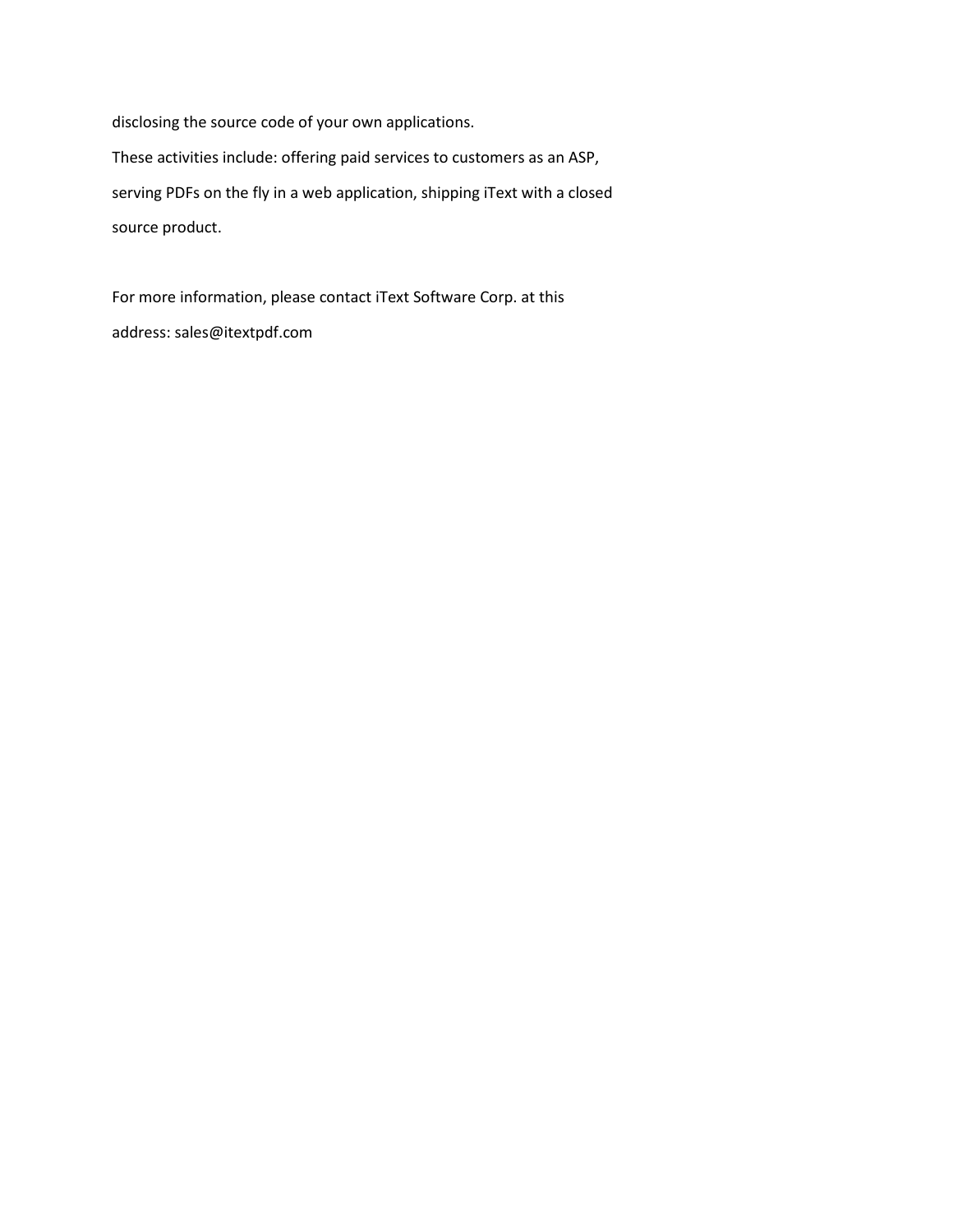disclosing the source code of your own applications.
These activities include: offering paid services to customers as an ASP, serving PDFs on the fly in a web application, shipping iText with a closed source product.

For more information, please contact iText Software Corp. at this address: sales@itextpdf.com